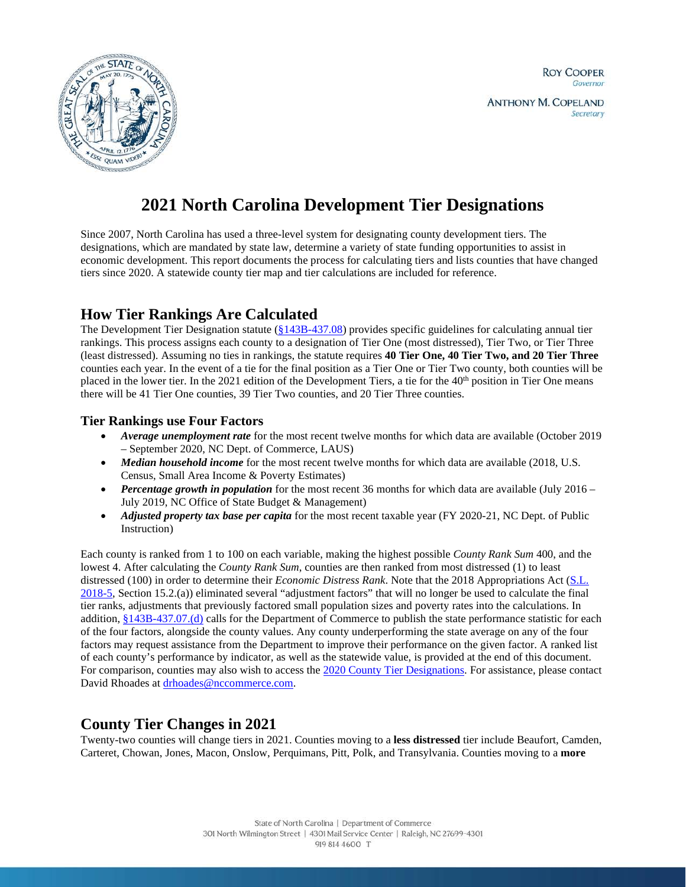ROY COOPER
Governor

ANTHONY M. COPELAND
Secretary

# 2021 North Carolina Development Tier Designations

Since 2007, North Carolina has used a three-level system for designating county development tiers. The designations, which are mandated by state law, determine a variety of state funding opportunities to assist in economic development. This report documents the process for calculating tiers and lists counties that have changed tiers since 2020. A statewide county tier map and tier calculations are included for reference.

## How Tier Rankings Are Calculated

The Development Tier Designation statute (§143B-437.08) provides specific guidelines for calculating annual tier rankings. This process assigns each county to a designation of Tier One (most distressed), Tier Two, or Tier Three (least distressed). Assuming no ties in rankings, the statute requires **40 Tier One, 40 Tier Two, and 20 Tier Three** counties each year. In the event of a tie for the final position as a Tier One or Tier Two county, both counties will be placed in the lower tier. In the 2021 edition of the Development Tiers, a tie for the 40th position in Tier One means there will be 41 Tier One counties, 39 Tier Two counties, and 20 Tier Three counties.

### Tier Rankings use Four Factors

- ***Average unemployment rate*** for the most recent twelve months for which data are available (October 2019 – September 2020, NC Dept. of Commerce, LAUS)
- ***Median household income*** for the most recent twelve months for which data are available (2018, U.S. Census, Small Area Income & Poverty Estimates)
- ***Percentage growth in population*** for the most recent 36 months for which data are available (July 2016 – July 2019, NC Office of State Budget & Management)
- ***Adjusted property tax base per capita*** for the most recent taxable year (FY 2020-21, NC Dept. of Public Instruction)

Each county is ranked from 1 to 100 on each variable, making the highest possible *County Rank Sum* 400, and the lowest 4. After calculating the *County Rank Sum*, counties are then ranked from most distressed (1) to least distressed (100) in order to determine their *Economic Distress Rank*. Note that the 2018 Appropriations Act (S.L. 2018-5, Section 15.2.(a)) eliminated several "adjustment factors" that will no longer be used to calculate the final tier ranks, adjustments that previously factored small population sizes and poverty rates into the calculations. In addition, §143B-437.07.(d) calls for the Department of Commerce to publish the state performance statistic for each of the four factors, alongside the county values. Any county underperforming the state average on any of the four factors may request assistance from the Department to improve their performance on the given factor. A ranked list of each county's performance by indicator, as well as the statewide value, is provided at the end of this document. For comparison, counties may also wish to access the 2020 County Tier Designations. For assistance, please contact David Rhoades at drhoades@nccommerce.com.

## County Tier Changes in 2021

Twenty-two counties will change tiers in 2021. Counties moving to a **less distressed** tier include Beaufort, Camden, Carteret, Chowan, Jones, Macon, Onslow, Perquimans, Pitt, Polk, and Transylvania. Counties moving to a **more**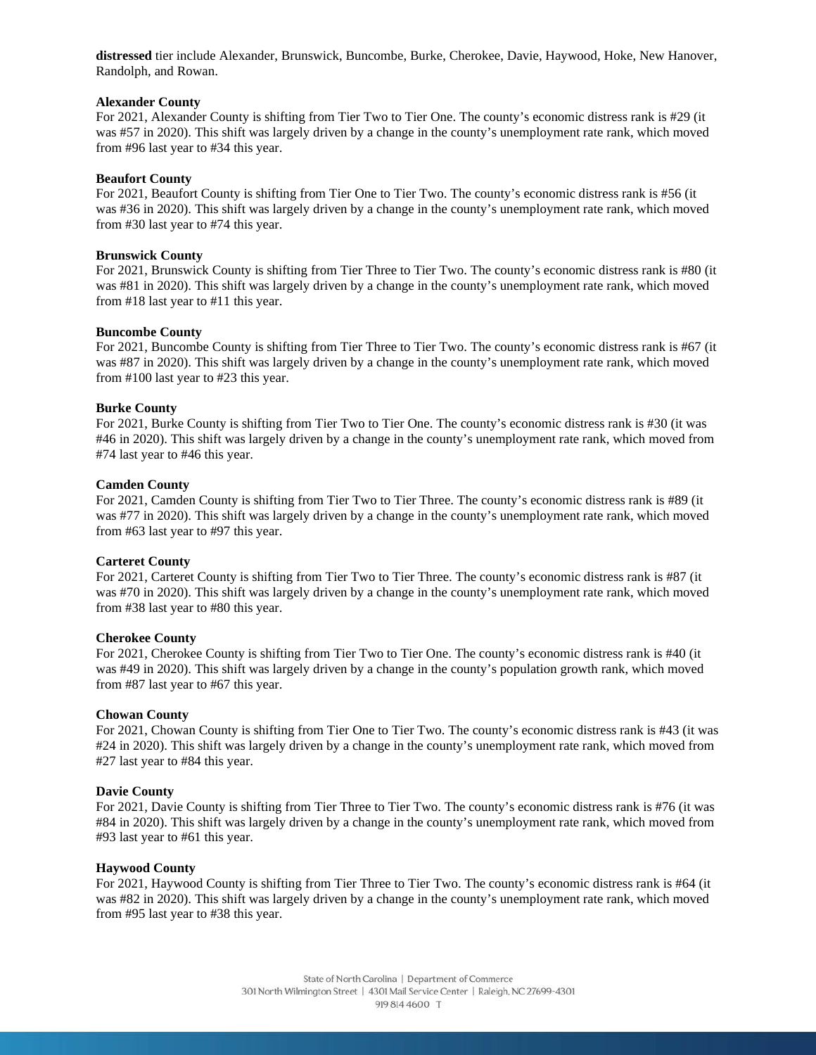**distressed** tier include Alexander, Brunswick, Buncombe, Burke, Cherokee, Davie, Haywood, Hoke, New Hanover, Randolph, and Rowan.

**Alexander County**
For 2021, Alexander County is shifting from Tier Two to Tier One. The county's economic distress rank is #29 (it was #57 in 2020). This shift was largely driven by a change in the county's unemployment rate rank, which moved from #96 last year to #34 this year.

**Beaufort County**
For 2021, Beaufort County is shifting from Tier One to Tier Two. The county's economic distress rank is #56 (it was #36 in 2020). This shift was largely driven by a change in the county's unemployment rate rank, which moved from #30 last year to #74 this year.

**Brunswick County**
For 2021, Brunswick County is shifting from Tier Three to Tier Two. The county's economic distress rank is #80 (it was #81 in 2020). This shift was largely driven by a change in the county's unemployment rate rank, which moved from #18 last year to #11 this year.

**Buncombe County**
For 2021, Buncombe County is shifting from Tier Three to Tier Two. The county's economic distress rank is #67 (it was #87 in 2020). This shift was largely driven by a change in the county's unemployment rate rank, which moved from #100 last year to #23 this year.

**Burke County**
For 2021, Burke County is shifting from Tier Two to Tier One. The county's economic distress rank is #30 (it was #46 in 2020). This shift was largely driven by a change in the county's unemployment rate rank, which moved from #74 last year to #46 this year.

**Camden County**
For 2021, Camden County is shifting from Tier Two to Tier Three. The county's economic distress rank is #89 (it was #77 in 2020). This shift was largely driven by a change in the county's unemployment rate rank, which moved from #63 last year to #97 this year.

**Carteret County**
For 2021, Carteret County is shifting from Tier Two to Tier Three. The county's economic distress rank is #87 (it was #70 in 2020). This shift was largely driven by a change in the county's unemployment rate rank, which moved from #38 last year to #80 this year.

**Cherokee County**
For 2021, Cherokee County is shifting from Tier Two to Tier One. The county's economic distress rank is #40 (it was #49 in 2020). This shift was largely driven by a change in the county's population growth rank, which moved from #87 last year to #67 this year.

**Chowan County**
For 2021, Chowan County is shifting from Tier One to Tier Two. The county's economic distress rank is #43 (it was #24 in 2020). This shift was largely driven by a change in the county's unemployment rate rank, which moved from #27 last year to #84 this year.

**Davie County**
For 2021, Davie County is shifting from Tier Three to Tier Two. The county's economic distress rank is #76 (it was #84 in 2020). This shift was largely driven by a change in the county's unemployment rate rank, which moved from #93 last year to #61 this year.

**Haywood County**
For 2021, Haywood County is shifting from Tier Three to Tier Two. The county's economic distress rank is #64 (it was #82 in 2020). This shift was largely driven by a change in the county's unemployment rate rank, which moved from #95 last year to #38 this year.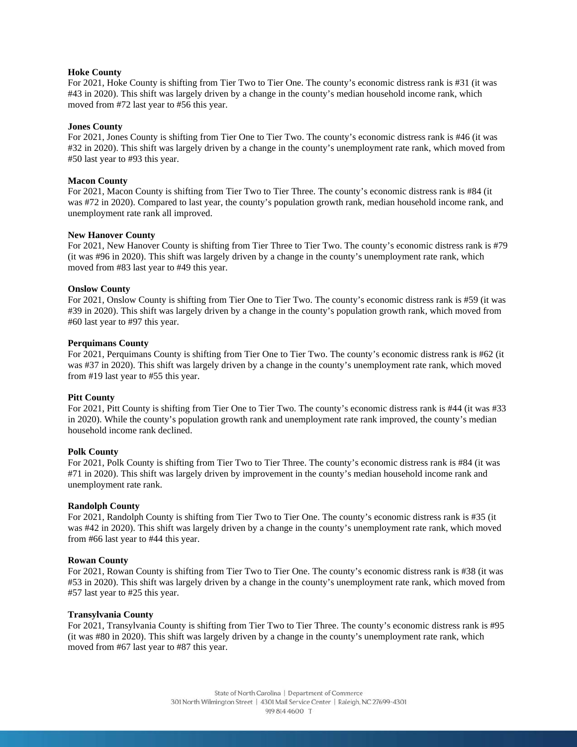**Hoke County**
For 2021, Hoke County is shifting from Tier Two to Tier One. The county's economic distress rank is #31 (it was #43 in 2020). This shift was largely driven by a change in the county's median household income rank, which moved from #72 last year to #56 this year.

**Jones County**
For 2021, Jones County is shifting from Tier One to Tier Two. The county's economic distress rank is #46 (it was #32 in 2020). This shift was largely driven by a change in the county's unemployment rate rank, which moved from #50 last year to #93 this year.

**Macon County**
For 2021, Macon County is shifting from Tier Two to Tier Three. The county's economic distress rank is #84 (it was #72 in 2020). Compared to last year, the county's population growth rank, median household income rank, and unemployment rate rank all improved.

**New Hanover County**
For 2021, New Hanover County is shifting from Tier Three to Tier Two. The county's economic distress rank is #79 (it was #96 in 2020). This shift was largely driven by a change in the county's unemployment rate rank, which moved from #83 last year to #49 this year.

**Onslow County**
For 2021, Onslow County is shifting from Tier One to Tier Two. The county's economic distress rank is #59 (it was #39 in 2020). This shift was largely driven by a change in the county's population growth rank, which moved from #60 last year to #97 this year.

**Perquimans County**
For 2021, Perquimans County is shifting from Tier One to Tier Two. The county's economic distress rank is #62 (it was #37 in 2020). This shift was largely driven by a change in the county's unemployment rate rank, which moved from #19 last year to #55 this year.

**Pitt County**
For 2021, Pitt County is shifting from Tier One to Tier Two. The county's economic distress rank is #44 (it was #33 in 2020). While the county's population growth rank and unemployment rate rank improved, the county's median household income rank declined.

**Polk County**
For 2021, Polk County is shifting from Tier Two to Tier Three. The county's economic distress rank is #84 (it was #71 in 2020). This shift was largely driven by improvement in the county's median household income rank and unemployment rate rank.

**Randolph County**
For 2021, Randolph County is shifting from Tier Two to Tier One. The county's economic distress rank is #35 (it was #42 in 2020). This shift was largely driven by a change in the county's unemployment rate rank, which moved from #66 last year to #44 this year.

**Rowan County**
For 2021, Rowan County is shifting from Tier Two to Tier One. The county's economic distress rank is #38 (it was #53 in 2020). This shift was largely driven by a change in the county's unemployment rate rank, which moved from #57 last year to #25 this year.

**Transylvania County**
For 2021, Transylvania County is shifting from Tier Two to Tier Three. The county's economic distress rank is #95 (it was #80 in 2020). This shift was largely driven by a change in the county's unemployment rate rank, which moved from #67 last year to #87 this year.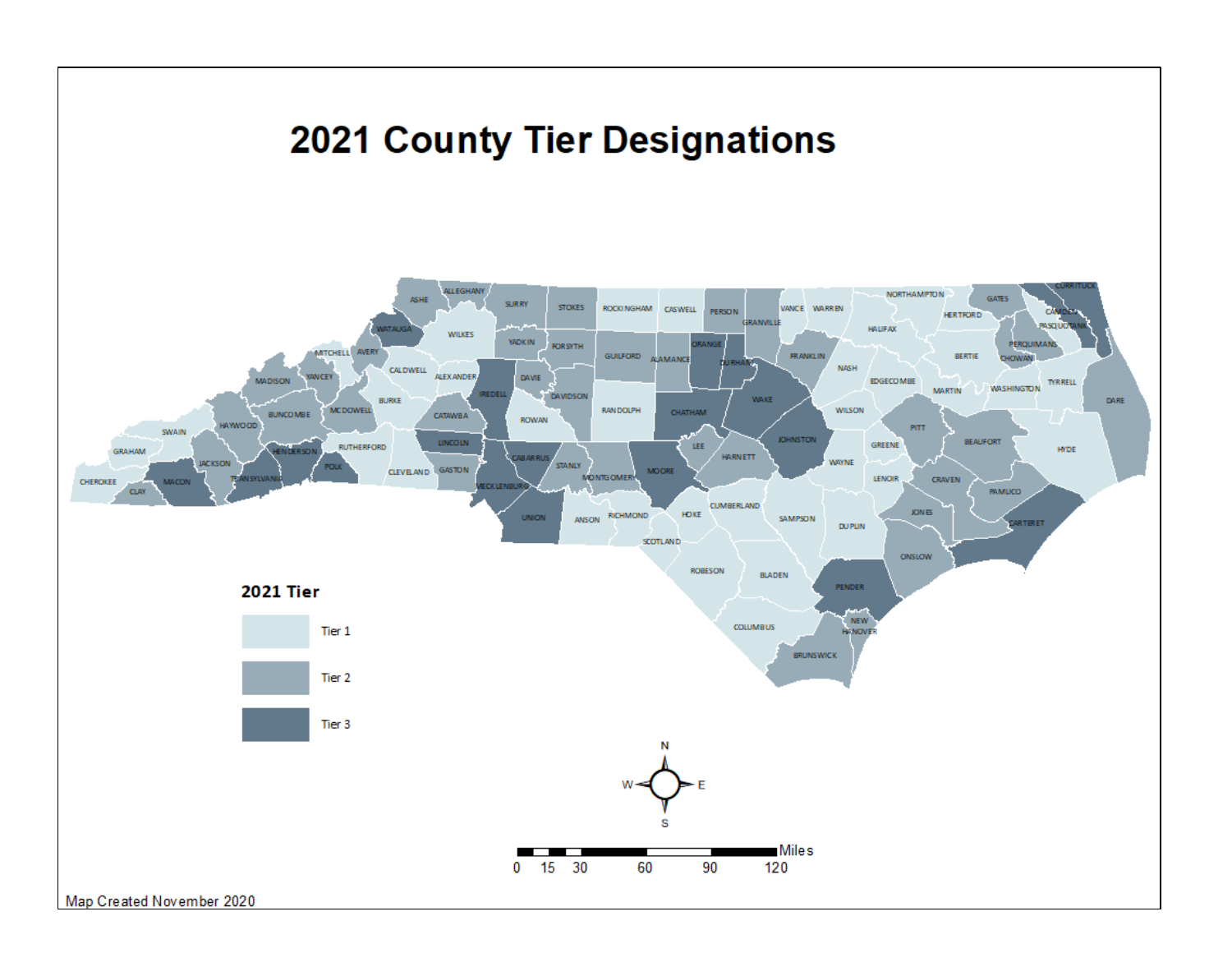# 2021 County Tier Designations

**2021 Tier**

- Tier 1
- Tier 2
- Tier 3

Map Created November 2020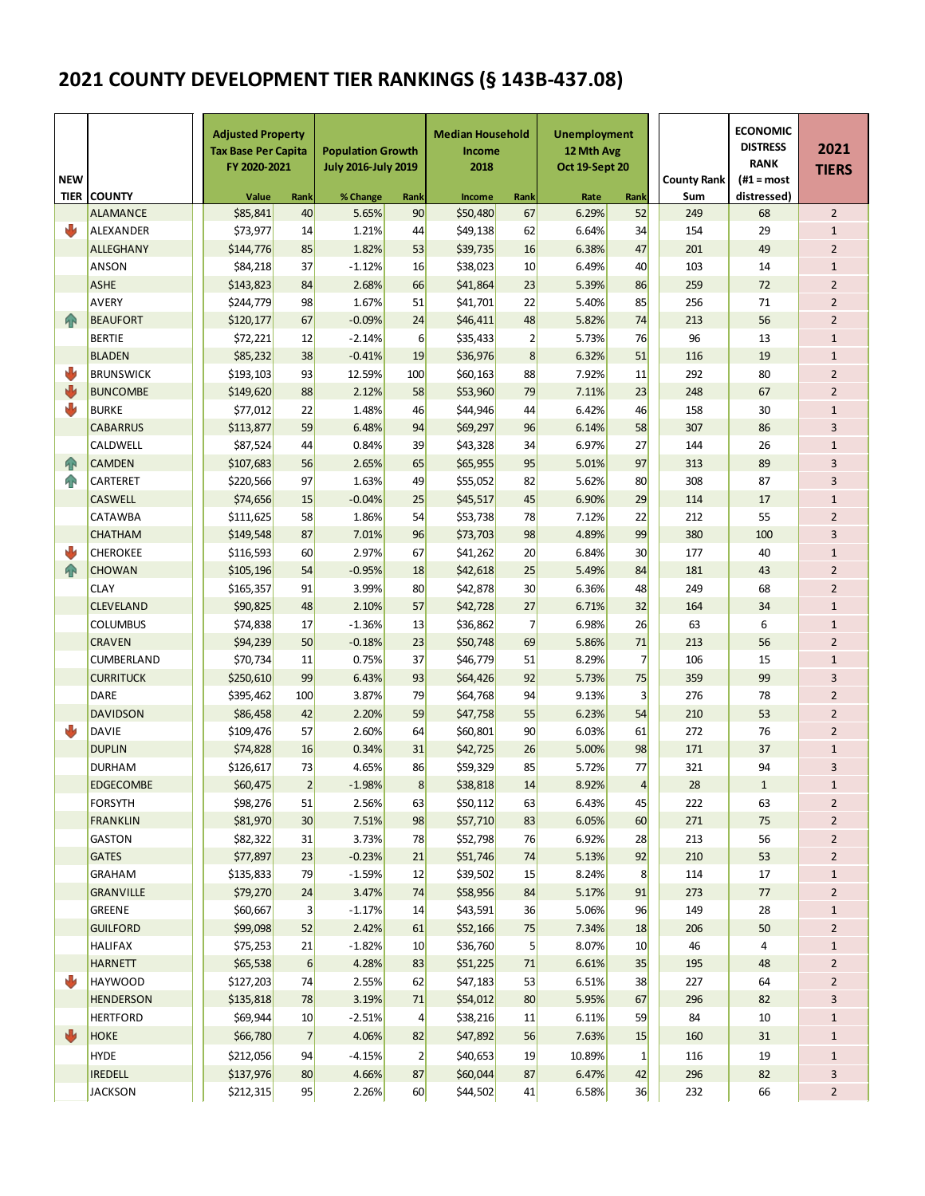# 2021 COUNTY DEVELOPMENT TIER RANKINGS (§ 143B-437.08)

| NEW | | Adjusted Property Tax Base Per Capita FY 2020-2021 | | Population Growth July 2016-July 2019 | | Median Household Income 2018 | | Unemployment 12 Mth Avg Oct 19-Sept 20 | | | ECONOMIC DISTRESS RANK | 2021 TIERS |
|---|---|---|---|---|---|---|---|---|---|---|---|---|
| TIER | COUNTY | Value | Rank | % Change | Rank | Income | Rank | Rate | Rank | County Rank Sum | (#1 = most distressed) | |
| | ALAMANCE | $85,841 | 40 | 5.65% | 90 | $50,480 | 67 | 6.29% | 52 | 249 | 68 | 2 |
| ↓ | ALEXANDER | $73,977 | 14 | 1.21% | 44 | $49,138 | 62 | 6.64% | 34 | 154 | 29 | 1 |
| | ALLEGHANY | $144,776 | 85 | 1.82% | 53 | $39,735 | 16 | 6.38% | 47 | 201 | 49 | 2 |
| | ANSON | $84,218 | 37 | -1.12% | 16 | $38,023 | 10 | 6.49% | 40 | 103 | 14 | 1 |
| | ASHE | $143,823 | 84 | 2.68% | 66 | $41,864 | 23 | 5.39% | 86 | 259 | 72 | 2 |
| | AVERY | $244,779 | 98 | 1.67% | 51 | $41,701 | 22 | 5.40% | 85 | 256 | 71 | 2 |
| ↑ | BEAUFORT | $120,177 | 67 | -0.09% | 24 | $46,411 | 48 | 5.82% | 74 | 213 | 56 | 2 |
| | BERTIE | $72,221 | 12 | -2.14% | 6 | $35,433 | 2 | 5.73% | 76 | 96 | 13 | 1 |
| | BLADEN | $85,232 | 38 | -0.41% | 19 | $36,976 | 8 | 6.32% | 51 | 116 | 19 | 1 |
| ↓ | BRUNSWICK | $193,103 | 93 | 12.59% | 100 | $60,163 | 88 | 7.92% | 11 | 292 | 80 | 2 |
| ↓ | BUNCOMBE | $149,620 | 88 | 2.12% | 58 | $53,960 | 79 | 7.11% | 23 | 248 | 67 | 2 |
| ↓ | BURKE | $77,012 | 22 | 1.48% | 46 | $44,946 | 44 | 6.42% | 46 | 158 | 30 | 1 |
| | CABARRUS | $113,877 | 59 | 6.48% | 94 | $69,297 | 96 | 6.14% | 58 | 307 | 86 | 3 |
| | CALDWELL | $87,524 | 44 | 0.84% | 39 | $43,328 | 34 | 6.97% | 27 | 144 | 26 | 1 |
| ↑ | CAMDEN | $107,683 | 56 | 2.65% | 65 | $65,955 | 95 | 5.01% | 97 | 313 | 89 | 3 |
| ↑ | CARTERET | $220,566 | 97 | 1.63% | 49 | $55,052 | 82 | 5.62% | 80 | 308 | 87 | 3 |
| | CASWELL | $74,656 | 15 | -0.04% | 25 | $45,517 | 45 | 6.90% | 29 | 114 | 17 | 1 |
| | CATAWBA | $111,625 | 58 | 1.86% | 54 | $53,738 | 78 | 7.12% | 22 | 212 | 55 | 2 |
| | CHATHAM | $149,548 | 87 | 7.01% | 96 | $73,703 | 98 | 4.89% | 99 | 380 | 100 | 3 |
| ↓ | CHEROKEE | $116,593 | 60 | 2.97% | 67 | $41,262 | 20 | 6.84% | 30 | 177 | 40 | 1 |
| ↑ | CHOWAN | $105,196 | 54 | -0.95% | 18 | $42,618 | 25 | 5.49% | 84 | 181 | 43 | 2 |
| | CLAY | $165,357 | 91 | 3.99% | 80 | $42,878 | 30 | 6.36% | 48 | 249 | 68 | 2 |
| | CLEVELAND | $90,825 | 48 | 2.10% | 57 | $42,728 | 27 | 6.71% | 32 | 164 | 34 | 1 |
| | COLUMBUS | $74,838 | 17 | -1.36% | 13 | $36,862 | 7 | 6.98% | 26 | 63 | 6 | 1 |
| | CRAVEN | $94,239 | 50 | -0.18% | 23 | $50,748 | 69 | 5.86% | 71 | 213 | 56 | 2 |
| | CUMBERLAND | $70,734 | 11 | 0.75% | 37 | $46,779 | 51 | 8.29% | 7 | 106 | 15 | 1 |
| | CURRITUCK | $250,610 | 99 | 6.43% | 93 | $64,426 | 92 | 5.73% | 75 | 359 | 99 | 3 |
| | DARE | $395,462 | 100 | 3.87% | 79 | $64,768 | 94 | 9.13% | 3 | 276 | 78 | 2 |
| | DAVIDSON | $86,458 | 42 | 2.20% | 59 | $47,758 | 55 | 6.23% | 54 | 210 | 53 | 2 |
| ↓ | DAVIE | $109,476 | 57 | 2.60% | 64 | $60,801 | 90 | 6.03% | 61 | 272 | 76 | 2 |
| | DUPLIN | $74,828 | 16 | 0.34% | 31 | $42,725 | 26 | 5.00% | 98 | 171 | 37 | 1 |
| | DURHAM | $126,617 | 73 | 4.65% | 86 | $59,329 | 85 | 5.72% | 77 | 321 | 94 | 3 |
| | EDGECOMBE | $60,475 | 2 | -1.98% | 8 | $38,818 | 14 | 8.92% | 4 | 28 | 1 | 1 |
| | FORSYTH | $98,276 | 51 | 2.56% | 63 | $50,112 | 63 | 6.43% | 45 | 222 | 63 | 2 |
| | FRANKLIN | $81,970 | 30 | 7.51% | 98 | $57,710 | 83 | 6.05% | 60 | 271 | 75 | 2 |
| | GASTON | $82,322 | 31 | 3.73% | 78 | $52,798 | 76 | 6.92% | 28 | 213 | 56 | 2 |
| | GATES | $77,897 | 23 | -0.23% | 21 | $51,746 | 74 | 5.13% | 92 | 210 | 53 | 2 |
| | GRAHAM | $135,833 | 79 | -1.59% | 12 | $39,502 | 15 | 8.24% | 8 | 114 | 17 | 1 |
| | GRANVILLE | $79,270 | 24 | 3.47% | 74 | $58,956 | 84 | 5.17% | 91 | 273 | 77 | 2 |
| | GREENE | $60,667 | 3 | -1.17% | 14 | $43,591 | 36 | 5.06% | 96 | 149 | 28 | 1 |
| | GUILFORD | $99,098 | 52 | 2.42% | 61 | $52,166 | 75 | 7.34% | 18 | 206 | 50 | 2 |
| | HALIFAX | $75,253 | 21 | -1.82% | 10 | $36,760 | 5 | 8.07% | 10 | 46 | 4 | 1 |
| | HARNETT | $65,538 | 6 | 4.28% | 83 | $51,225 | 71 | 6.61% | 35 | 195 | 48 | 2 |
| ↓ | HAYWOOD | $127,203 | 74 | 2.55% | 62 | $47,183 | 53 | 6.51% | 38 | 227 | 64 | 2 |
| | HENDERSON | $135,818 | 78 | 3.19% | 71 | $54,012 | 80 | 5.95% | 67 | 296 | 82 | 3 |
| | HERTFORD | $69,944 | 10 | -2.51% | 4 | $38,216 | 11 | 6.11% | 59 | 84 | 10 | 1 |
| ↓ | HOKE | $66,780 | 7 | 4.06% | 82 | $47,892 | 56 | 7.63% | 15 | 160 | 31 | 1 |
| | HYDE | $212,056 | 94 | -4.15% | 2 | $40,653 | 19 | 10.89% | 1 | 116 | 19 | 1 |
| | IREDELL | $137,976 | 80 | 4.66% | 87 | $60,044 | 87 | 6.47% | 42 | 296 | 82 | 3 |
| | JACKSON | $212,315 | 95 | 2.26% | 60 | $44,502 | 41 | 6.58% | 36 | 232 | 66 | 2 |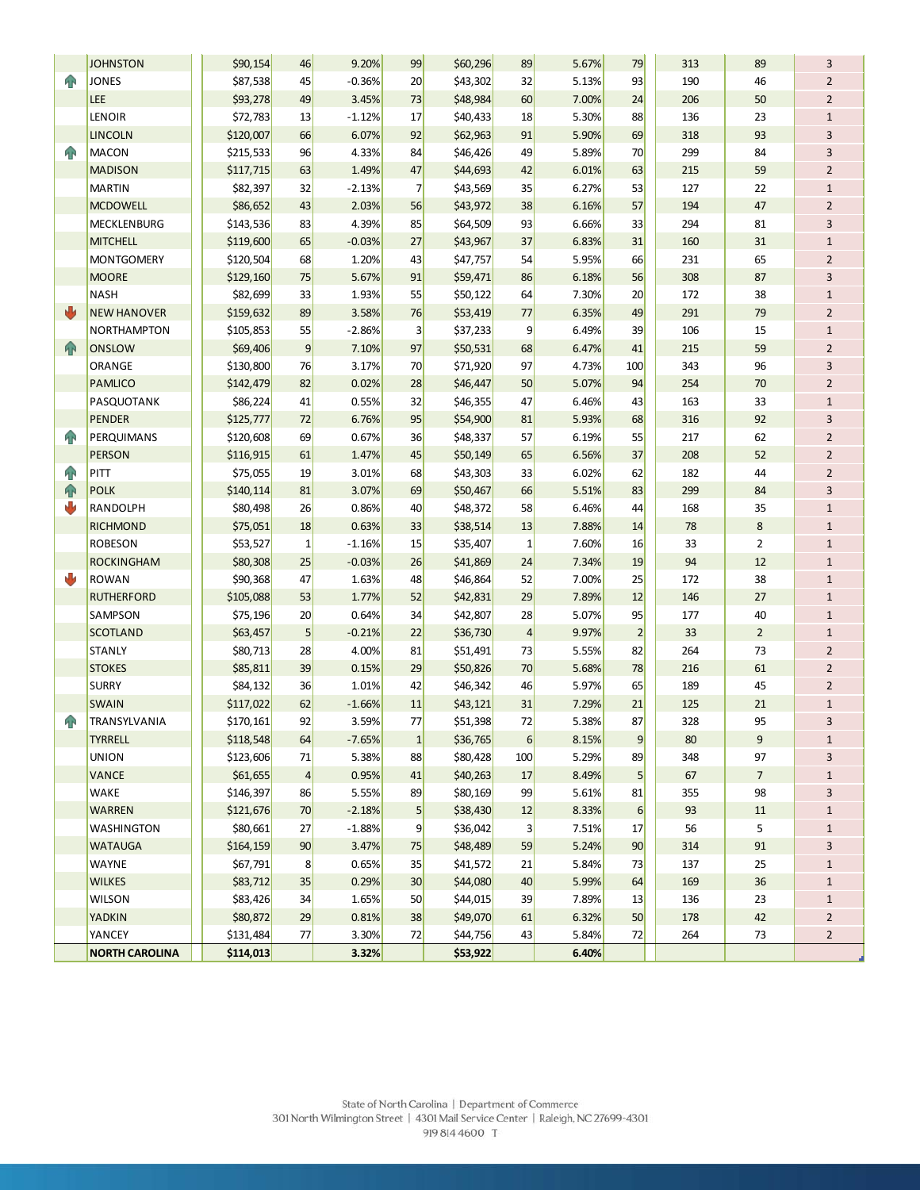| | County | | Rank | | Rank | | Rank | | Rank | | Total | Rank | Tier |
|---|---|---|---|---|---|---|---|---|---|---|---|---|---|
| | JOHNSTON | $90,154 | 46 | 9.20% | 99 | $60,296 | 89 | 5.67% | 79 | | 313 | 89 | 3 |
| ↑ | JONES | $87,538 | 45 | -0.36% | 20 | $43,302 | 32 | 5.13% | 93 | | 190 | 46 | 2 |
| | LEE | $93,278 | 49 | 3.45% | 73 | $48,984 | 60 | 7.00% | 24 | | 206 | 50 | 2 |
| | LENOIR | $72,783 | 13 | -1.12% | 17 | $40,433 | 18 | 5.30% | 88 | | 136 | 23 | 1 |
| | LINCOLN | $120,007 | 66 | 6.07% | 92 | $62,963 | 91 | 5.90% | 69 | | 318 | 93 | 3 |
| ↑ | MACON | $215,533 | 96 | 4.33% | 84 | $46,426 | 49 | 5.89% | 70 | | 299 | 84 | 3 |
| | MADISON | $117,715 | 63 | 1.49% | 47 | $44,693 | 42 | 6.01% | 63 | | 215 | 59 | 2 |
| | MARTIN | $82,397 | 32 | -2.13% | 7 | $43,569 | 35 | 6.27% | 53 | | 127 | 22 | 1 |
| | MCDOWELL | $86,652 | 43 | 2.03% | 56 | $43,972 | 38 | 6.16% | 57 | | 194 | 47 | 2 |
| | MECKLENBURG | $143,536 | 83 | 4.39% | 85 | $64,509 | 93 | 6.66% | 33 | | 294 | 81 | 3 |
| | MITCHELL | $119,600 | 65 | -0.03% | 27 | $43,967 | 37 | 6.83% | 31 | | 160 | 31 | 1 |
| | MONTGOMERY | $120,504 | 68 | 1.20% | 43 | $47,757 | 54 | 5.95% | 66 | | 231 | 65 | 2 |
| | MOORE | $129,160 | 75 | 5.67% | 91 | $59,471 | 86 | 6.18% | 56 | | 308 | 87 | 3 |
| | NASH | $82,699 | 33 | 1.93% | 55 | $50,122 | 64 | 7.30% | 20 | | 172 | 38 | 1 |
| ↓ | NEW HANOVER | $159,632 | 89 | 3.58% | 76 | $53,419 | 77 | 6.35% | 49 | | 291 | 79 | 2 |
| | NORTHAMPTON | $105,853 | 55 | -2.86% | 3 | $37,233 | 9 | 6.49% | 39 | | 106 | 15 | 1 |
| ↑ | ONSLOW | $69,406 | 9 | 7.10% | 97 | $50,531 | 68 | 6.47% | 41 | | 215 | 59 | 2 |
| | ORANGE | $130,800 | 76 | 3.17% | 70 | $71,920 | 97 | 4.73% | 100 | | 343 | 96 | 3 |
| | PAMLICO | $142,479 | 82 | 0.02% | 28 | $46,447 | 50 | 5.07% | 94 | | 254 | 70 | 2 |
| | PASQUOTANK | $86,224 | 41 | 0.55% | 32 | $46,355 | 47 | 6.46% | 43 | | 163 | 33 | 1 |
| | PENDER | $125,777 | 72 | 6.76% | 95 | $54,900 | 81 | 5.93% | 68 | | 316 | 92 | 3 |
| ↑ | PERQUIMANS | $120,608 | 69 | 0.67% | 36 | $48,337 | 57 | 6.19% | 55 | | 217 | 62 | 2 |
| | PERSON | $116,915 | 61 | 1.47% | 45 | $50,149 | 65 | 6.56% | 37 | | 208 | 52 | 2 |
| ↑ | PITT | $75,055 | 19 | 3.01% | 68 | $43,303 | 33 | 6.02% | 62 | | 182 | 44 | 2 |
| ↑ | POLK | $140,114 | 81 | 3.07% | 69 | $50,467 | 66 | 5.51% | 83 | | 299 | 84 | 3 |
| ↓ | RANDOLPH | $80,498 | 26 | 0.86% | 40 | $48,372 | 58 | 6.46% | 44 | | 168 | 35 | 1 |
| | RICHMOND | $75,051 | 18 | 0.63% | 33 | $38,514 | 13 | 7.88% | 14 | | 78 | 8 | 1 |
| | ROBESON | $53,527 | 1 | -1.16% | 15 | $35,407 | 1 | 7.60% | 16 | | 33 | 2 | 1 |
| | ROCKINGHAM | $80,308 | 25 | -0.03% | 26 | $41,869 | 24 | 7.34% | 19 | | 94 | 12 | 1 |
| ↓ | ROWAN | $90,368 | 47 | 1.63% | 48 | $46,864 | 52 | 7.00% | 25 | | 172 | 38 | 1 |
| | RUTHERFORD | $105,088 | 53 | 1.77% | 52 | $42,831 | 29 | 7.89% | 12 | | 146 | 27 | 1 |
| | SAMPSON | $75,196 | 20 | 0.64% | 34 | $42,807 | 28 | 5.07% | 95 | | 177 | 40 | 1 |
| | SCOTLAND | $63,457 | 5 | -0.21% | 22 | $36,730 | 4 | 9.97% | 2 | | 33 | 2 | 1 |
| | STANLY | $80,713 | 28 | 4.00% | 81 | $51,491 | 73 | 5.55% | 82 | | 264 | 73 | 2 |
| | STOKES | $85,811 | 39 | 0.15% | 29 | $50,826 | 70 | 5.68% | 78 | | 216 | 61 | 2 |
| | SURRY | $84,132 | 36 | 1.01% | 42 | $46,342 | 46 | 5.97% | 65 | | 189 | 45 | 2 |
| | SWAIN | $117,022 | 62 | -1.66% | 11 | $43,121 | 31 | 7.29% | 21 | | 125 | 21 | 1 |
| ↑ | TRANSYLVANIA | $170,161 | 92 | 3.59% | 77 | $51,398 | 72 | 5.38% | 87 | | 328 | 95 | 3 |
| | TYRRELL | $118,548 | 64 | -7.65% | 1 | $36,765 | 6 | 8.15% | 9 | | 80 | 9 | 1 |
| | UNION | $123,606 | 71 | 5.38% | 88 | $80,428 | 100 | 5.29% | 89 | | 348 | 97 | 3 |
| | VANCE | $61,655 | 4 | 0.95% | 41 | $40,263 | 17 | 8.49% | 5 | | 67 | 7 | 1 |
| | WAKE | $146,397 | 86 | 5.55% | 89 | $80,169 | 99 | 5.61% | 81 | | 355 | 98 | 3 |
| | WARREN | $121,676 | 70 | -2.18% | 5 | $38,430 | 12 | 8.33% | 6 | | 93 | 11 | 1 |
| | WASHINGTON | $80,661 | 27 | -1.88% | 9 | $36,042 | 3 | 7.51% | 17 | | 56 | 5 | 1 |
| | WATAUGA | $164,159 | 90 | 3.47% | 75 | $48,489 | 59 | 5.24% | 90 | | 314 | 91 | 3 |
| | WAYNE | $67,791 | 8 | 0.65% | 35 | $41,572 | 21 | 5.84% | 73 | | 137 | 25 | 1 |
| | WILKES | $83,712 | 35 | 0.29% | 30 | $44,080 | 40 | 5.99% | 64 | | 169 | 36 | 1 |
| | WILSON | $83,426 | 34 | 1.65% | 50 | $44,015 | 39 | 7.89% | 13 | | 136 | 23 | 1 |
| | YADKIN | $80,872 | 29 | 0.81% | 38 | $49,070 | 61 | 6.32% | 50 | | 178 | 42 | 2 |
| | YANCEY | $131,484 | 77 | 3.30% | 72 | $44,756 | 43 | 5.84% | 72 | | 264 | 73 | 2 |
| | **NORTH CAROLINA** | **$114,013** | | **3.32%** | | **$53,922** | | **6.40%** | | | | | |

State of North Carolina | Department of Commerce
301 North Wilmington Street | 4301 Mail Service Center | Raleigh, NC 27699-4301
919 814 4600 T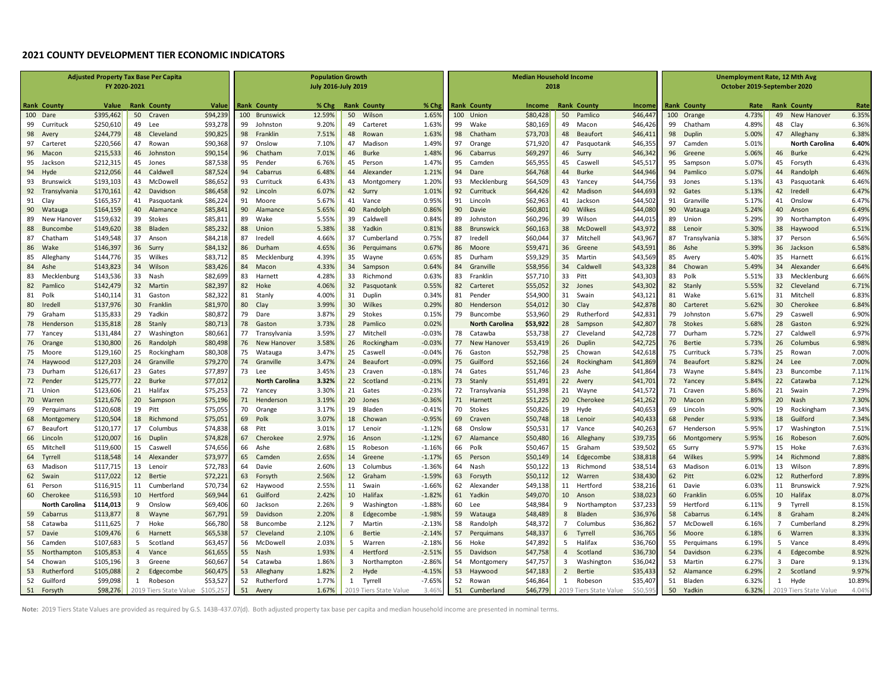## 2021 COUNTY DEVELOPMENT TIER ECONOMIC INDICATORS

| Adjusted Property Tax Base Per Capita FY 2020-2021 | | | | | |
|---|---|---|---|---|---|
| **Rank** | **County** | **Value** | **Rank** | **County** | **Value** |
| 100 | Dare | $395,462 | 50 | Craven | $94,239 |
| 99 | Currituck | $250,610 | 49 | Lee | $93,278 |
| 98 | Avery | $244,779 | 48 | Cleveland | $90,825 |
| 97 | Carteret | $220,566 | 47 | Rowan | $90,368 |
| 96 | Macon | $215,533 | 46 | Johnston | $90,154 |
| 95 | Jackson | $212,315 | 45 | Jones | $87,538 |
| 94 | Hyde | $212,056 | 44 | Caldwell | $87,524 |
| 93 | Brunswick | $193,103 | 43 | McDowell | $86,652 |
| 92 | Transylvania | $170,161 | 42 | Davidson | $86,458 |
| 91 | Clay | $165,357 | 41 | Pasquotank | $86,224 |
| 90 | Watauga | $164,159 | 40 | Alamance | $85,841 |
| 89 | New Hanover | $159,632 | 39 | Stokes | $85,811 |
| 88 | Buncombe | $149,620 | 38 | Bladen | $85,232 |
| 87 | Chatham | $149,548 | 37 | Anson | $84,218 |
| 86 | Wake | $146,397 | 36 | Surry | $84,132 |
| 85 | Alleghany | $144,776 | 35 | Wilkes | $83,712 |
| 84 | Ashe | $143,823 | 34 | Wilson | $83,426 |
| 83 | Mecklenburg | $143,536 | 33 | Nash | $82,699 |
| 82 | Pamlico | $142,479 | 32 | Martin | $82,397 |
| 81 | Polk | $140,114 | 31 | Gaston | $82,322 |
| 80 | Iredell | $137,976 | 30 | Franklin | $81,970 |
| 79 | Graham | $135,833 | 29 | Yadkin | $80,872 |
| 78 | Henderson | $135,818 | 28 | Stanly | $80,713 |
| 77 | Yancey | $131,484 | 27 | Washington | $80,661 |
| 76 | Orange | $130,800 | 26 | Randolph | $80,498 |
| 75 | Moore | $129,160 | 25 | Rockingham | $80,308 |
| 74 | Haywood | $127,203 | 24 | Granville | $79,270 |
| 73 | Durham | $126,617 | 23 | Gates | $77,897 |
| 72 | Pender | $125,777 | 22 | Burke | $77,012 |
| 71 | Union | $123,606 | 21 | Halifax | $75,253 |
| 70 | Warren | $121,676 | 20 | Sampson | $75,196 |
| 69 | Perquimans | $120,608 | 19 | Pitt | $75,055 |
| 68 | Montgomery | $120,504 | 18 | Richmond | $75,051 |
| 67 | Beaufort | $120,177 | 17 | Columbus | $74,838 |
| 66 | Lincoln | $120,007 | 16 | Duplin | $74,828 |
| 65 | Mitchell | $119,600 | 15 | Caswell | $74,656 |
| 64 | Tyrrell | $118,548 | 14 | Alexander | $73,977 |
| 63 | Madison | $117,715 | 13 | Lenoir | $72,783 |
| 62 | Swain | $117,022 | 12 | Bertie | $72,221 |
| 61 | Person | $116,915 | 11 | Cumberland | $70,734 |
| 60 | Cherokee | $116,593 | 10 | Hertford | $69,944 |
| | **North Carolina** | **$114,013** | 9 | Onslow | $69,406 |
| 59 | Cabarrus | $113,877 | 8 | Wayne | $67,791 |
| 58 | Catawba | $111,625 | 7 | Hoke | $66,780 |
| 57 | Davie | $109,476 | 6 | Harnett | $65,538 |
| 56 | Camden | $107,683 | 5 | Scotland | $63,457 |
| 55 | Northampton | $105,853 | 4 | Vance | $61,655 |
| 54 | Chowan | $105,196 | 3 | Greene | $60,667 |
| 53 | Rutherford | $105,088 | 2 | Edgecombe | $60,475 |
| 52 | Guilford | $99,098 | 1 | Robeson | $53,527 |
| 51 | Forsyth | $98,276 | | 2019 Tiers State Value | $105,257 |

| Population Growth July 2016-July 2019 | | | | | |
|---|---|---|---|---|---|
| **Rank** | **County** | **% Chg** | **Rank** | **County** | **% Chg** |
| 100 | Brunswick | 12.59% | 50 | Wilson | 1.65% |
| 99 | Johnston | 9.20% | 49 | Carteret | 1.63% |
| 98 | Franklin | 7.51% | 48 | Rowan | 1.63% |
| 97 | Onslow | 7.10% | 47 | Madison | 1.49% |
| 96 | Chatham | 7.01% | 46 | Burke | 1.48% |
| 95 | Pender | 6.76% | 45 | Person | 1.47% |
| 94 | Cabarrus | 6.48% | 44 | Alexander | 1.21% |
| 93 | Currituck | 6.43% | 43 | Montgomery | 1.20% |
| 92 | Lincoln | 6.07% | 42 | Surry | 1.01% |
| 91 | Moore | 5.67% | 41 | Vance | 0.95% |
| 90 | Alamance | 5.65% | 40 | Randolph | 0.86% |
| 89 | Wake | 5.55% | 39 | Caldwell | 0.84% |
| 88 | Union | 5.38% | 38 | Yadkin | 0.81% |
| 87 | Iredell | 4.66% | 37 | Cumberland | 0.75% |
| 86 | Durham | 4.65% | 36 | Perquimans | 0.67% |
| 85 | Mecklenburg | 4.39% | 35 | Wayne | 0.65% |
| 84 | Macon | 4.33% | 34 | Sampson | 0.64% |
| 83 | Harnett | 4.28% | 33 | Richmond | 0.63% |
| 82 | Hoke | 4.06% | 32 | Pasquotank | 0.55% |
| 81 | Stanly | 4.00% | 31 | Duplin | 0.34% |
| 80 | Clay | 3.99% | 30 | Wilkes | 0.29% |
| 79 | Dare | 3.87% | 29 | Stokes | 0.15% |
| 78 | Gaston | 3.73% | 28 | Pamlico | 0.02% |
| 77 | Transylvania | 3.59% | 27 | Mitchell | -0.03% |
| 76 | New Hanover | 3.58% | 26 | Rockingham | -0.03% |
| 75 | Watauga | 3.47% | 25 | Caswell | -0.04% |
| 74 | Granville | 3.47% | 24 | Beaufort | -0.09% |
| 73 | Lee | 3.45% | 23 | Craven | -0.18% |
| | **North Carolina** | **3.32%** | 22 | Scotland | -0.21% |
| 72 | Yancey | 3.30% | 21 | Gates | -0.23% |
| 71 | Henderson | 3.19% | 20 | Jones | -0.36% |
| 70 | Orange | 3.17% | 19 | Bladen | -0.41% |
| 69 | Polk | 3.07% | 18 | Chowan | -0.95% |
| 68 | Pitt | 3.01% | 17 | Lenoir | -1.12% |
| 67 | Cherokee | 2.97% | 16 | Anson | -1.12% |
| 66 | Ashe | 2.68% | 15 | Robeson | -1.16% |
| 65 | Camden | 2.65% | 14 | Greene | -1.17% |
| 64 | Davie | 2.60% | 13 | Columbus | -1.36% |
| 63 | Forsyth | 2.56% | 12 | Graham | -1.59% |
| 62 | Haywood | 2.55% | 11 | Swain | -1.66% |
| 61 | Guilford | 2.42% | 10 | Halifax | -1.82% |
| 60 | Jackson | 2.26% | 9 | Washington | -1.88% |
| 59 | Davidson | 2.20% | 8 | Edgecombe | -1.98% |
| 58 | Buncombe | 2.12% | 7 | Martin | -2.13% |
| 57 | Cleveland | 2.10% | 6 | Bertie | -2.14% |
| 56 | McDowell | 2.03% | 5 | Warren | -2.18% |
| 55 | Nash | 1.93% | 4 | Hertford | -2.51% |
| 54 | Catawba | 1.86% | 3 | Northampton | -2.86% |
| 53 | Alleghany | 1.82% | 2 | Hyde | -4.15% |
| 52 | Rutherford | 1.77% | 1 | Tyrrell | -7.65% |
| 51 | Avery | 1.67% | | 2019 Tiers State Value | 3.46% |

| Median Household Income 2018 | | | | | |
|---|---|---|---|---|---|
| **Rank** | **County** | **Income** | **Rank** | **County** | **Income** |
| 100 | Union | $80,428 | 50 | Pamlico | $46,447 |
| 99 | Wake | $80,169 | 49 | Macon | $46,426 |
| 98 | Chatham | $73,703 | 48 | Beaufort | $46,411 |
| 97 | Orange | $71,920 | 47 | Pasquotank | $46,355 |
| 96 | Cabarrus | $69,297 | 46 | Surry | $46,342 |
| 95 | Camden | $65,955 | 45 | Caswell | $45,517 |
| 94 | Dare | $64,768 | 44 | Burke | $44,946 |
| 93 | Mecklenburg | $64,509 | 43 | Yancey | $44,756 |
| 92 | Currituck | $64,426 | 42 | Madison | $44,693 |
| 91 | Lincoln | $62,963 | 41 | Jackson | $44,502 |
| 90 | Davie | $60,801 | 40 | Wilkes | $44,080 |
| 89 | Johnston | $60,296 | 39 | Wilson | $44,015 |
| 88 | Brunswick | $60,163 | 38 | McDowell | $43,972 |
| 87 | Iredell | $60,044 | 37 | Mitchell | $43,967 |
| 86 | Moore | $59,471 | 36 | Greene | $43,591 |
| 85 | Durham | $59,329 | 35 | Martin | $43,569 |
| 84 | Granville | $58,956 | 34 | Caldwell | $43,328 |
| 83 | Franklin | $57,710 | 33 | Pitt | $43,303 |
| 82 | Carteret | $55,052 | 32 | Jones | $43,302 |
| 81 | Pender | $54,900 | 31 | Swain | $43,121 |
| 80 | Henderson | $54,012 | 30 | Clay | $42,878 |
| 79 | Buncombe | $53,960 | 29 | Rutherford | $42,831 |
| | **North Carolina** | **$53,922** | 28 | Sampson | $42,807 |
| 78 | Catawba | $53,738 | 27 | Cleveland | $42,728 |
| 77 | New Hanover | $53,419 | 26 | Duplin | $42,725 |
| 76 | Gaston | $52,798 | 25 | Chowan | $42,618 |
| 75 | Guilford | $52,166 | 24 | Rockingham | $41,869 |
| 74 | Gates | $51,746 | 23 | Ashe | $41,864 |
| 73 | Stanly | $51,491 | 22 | Avery | $41,701 |
| 72 | Transylvania | $51,398 | 21 | Wayne | $41,572 |
| 71 | Harnett | $51,225 | 20 | Cherokee | $41,262 |
| 70 | Stokes | $50,826 | 19 | Hyde | $40,653 |
| 69 | Craven | $50,748 | 18 | Lenoir | $40,433 |
| 68 | Onslow | $50,531 | 17 | Vance | $40,263 |
| 67 | Alamance | $50,480 | 16 | Alleghany | $39,735 |
| 66 | Polk | $50,467 | 15 | Graham | $39,502 |
| 65 | Person | $50,149 | 14 | Edgecombe | $38,818 |
| 64 | Nash | $50,122 | 13 | Richmond | $38,514 |
| 63 | Forsyth | $50,112 | 12 | Warren | $38,430 |
| 62 | Alexander | $49,138 | 11 | Hertford | $38,216 |
| 61 | Yadkin | $49,070 | 10 | Anson | $38,023 |
| 60 | Lee | $48,984 | 9 | Northampton | $37,233 |
| 59 | Watauga | $48,489 | 8 | Bladen | $36,976 |
| 58 | Randolph | $48,372 | 7 | Columbus | $36,862 |
| 57 | Perquimans | $48,337 | 6 | Tyrrell | $36,765 |
| 56 | Hoke | $47,892 | 5 | Halifax | $36,760 |
| 55 | Davidson | $47,758 | 4 | Scotland | $36,730 |
| 54 | Montgomery | $47,757 | 3 | Washington | $36,042 |
| 53 | Haywood | $47,183 | 2 | Bertie | $35,433 |
| 52 | Rowan | $46,864 | 1 | Robeson | $35,407 |
| 51 | Cumberland | $46,779 | | 2019 Tiers State Value | $50,595 |

| Unemployment Rate, 12 Mth Avg October 2019-September 2020 | | | | | |
|---|---|---|---|---|---|
| **Rank** | **County** | **Rate** | **Rank** | **County** | **Rate** |
| 100 | Orange | 4.73% | 49 | New Hanover | 6.35% |
| 99 | Chatham | 4.89% | 48 | Clay | 6.36% |
| 98 | Duplin | 5.00% | 47 | Alleghany | 6.38% |
| 97 | Camden | 5.01% | | **North Carolina** | **6.40%** |
| 96 | Greene | 5.06% | 46 | Burke | 6.42% |
| 95 | Sampson | 5.07% | 45 | Forsyth | 6.43% |
| 94 | Pamlico | 5.07% | 44 | Randolph | 6.46% |
| 93 | Jones | 5.13% | 43 | Pasquotank | 6.46% |
| 92 | Gates | 5.13% | 42 | Iredell | 6.47% |
| 91 | Granville | 5.17% | 41 | Onslow | 6.47% |
| 90 | Watauga | 5.24% | 40 | Anson | 6.49% |
| 89 | Union | 5.29% | 39 | Northampton | 6.49% |
| 88 | Lenoir | 5.30% | 38 | Haywood | 6.51% |
| 87 | Transylvania | 5.38% | 37 | Person | 6.56% |
| 86 | Ashe | 5.39% | 36 | Jackson | 6.58% |
| 85 | Avery | 5.40% | 35 | Harnett | 6.61% |
| 84 | Chowan | 5.49% | 34 | Alexander | 6.64% |
| 83 | Polk | 5.51% | 33 | Mecklenburg | 6.66% |
| 82 | Stanly | 5.55% | 32 | Cleveland | 6.71% |
| 81 | Wake | 5.61% | 31 | Mitchell | 6.83% |
| 80 | Carteret | 5.62% | 30 | Cherokee | 6.84% |
| 79 | Johnston | 5.67% | 29 | Caswell | 6.90% |
| 78 | Stokes | 5.68% | 28 | Gaston | 6.92% |
| 77 | Durham | 5.72% | 27 | Caldwell | 6.97% |
| 76 | Bertie | 5.73% | 26 | Columbus | 6.98% |
| 75 | Currituck | 5.73% | 25 | Rowan | 7.00% |
| 74 | Beaufort | 5.82% | 24 | Lee | 7.00% |
| 73 | Wayne | 5.84% | 23 | Buncombe | 7.11% |
| 72 | Yancey | 5.84% | 22 | Catawba | 7.12% |
| 71 | Craven | 5.86% | 21 | Swain | 7.29% |
| 70 | Macon | 5.89% | 20 | Nash | 7.30% |
| 69 | Lincoln | 5.90% | 19 | Rockingham | 7.34% |
| 68 | Pender | 5.93% | 18 | Guilford | 7.34% |
| 67 | Henderson | 5.95% | 17 | Washington | 7.51% |
| 66 | Montgomery | 5.95% | 16 | Robeson | 7.60% |
| 65 | Surry | 5.97% | 15 | Hoke | 7.63% |
| 64 | Wilkes | 5.99% | 14 | Richmond | 7.88% |
| 63 | Madison | 6.01% | 13 | Wilson | 7.89% |
| 62 | Pitt | 6.02% | 12 | Rutherford | 7.89% |
| 61 | Davie | 6.03% | 11 | Brunswick | 7.92% |
| 60 | Franklin | 6.05% | 10 | Halifax | 8.07% |
| 59 | Hertford | 6.11% | 9 | Tyrrell | 8.15% |
| 58 | Cabarrus | 6.14% | 8 | Graham | 8.24% |
| 57 | McDowell | 6.16% | 7 | Cumberland | 8.29% |
| 56 | Moore | 6.18% | 6 | Warren | 8.33% |
| 55 | Perquimans | 6.19% | 5 | Vance | 8.49% |
| 54 | Davidson | 6.23% | 4 | Edgecombe | 8.92% |
| 53 | Martin | 6.27% | 3 | Dare | 9.13% |
| 52 | Alamance | 6.29% | 2 | Scotland | 9.97% |
| 51 | Bladen | 6.32% | 1 | Hyde | 10.89% |
| 50 | Yadkin | 6.32% | | 2019 Tiers State Value | 4.04% |

**Note:** 2019 Tiers State Values are provided as required by G.S. 143B-437.07(d). Both adjusted property tax base per capita and median household income are presented in nominal terms.